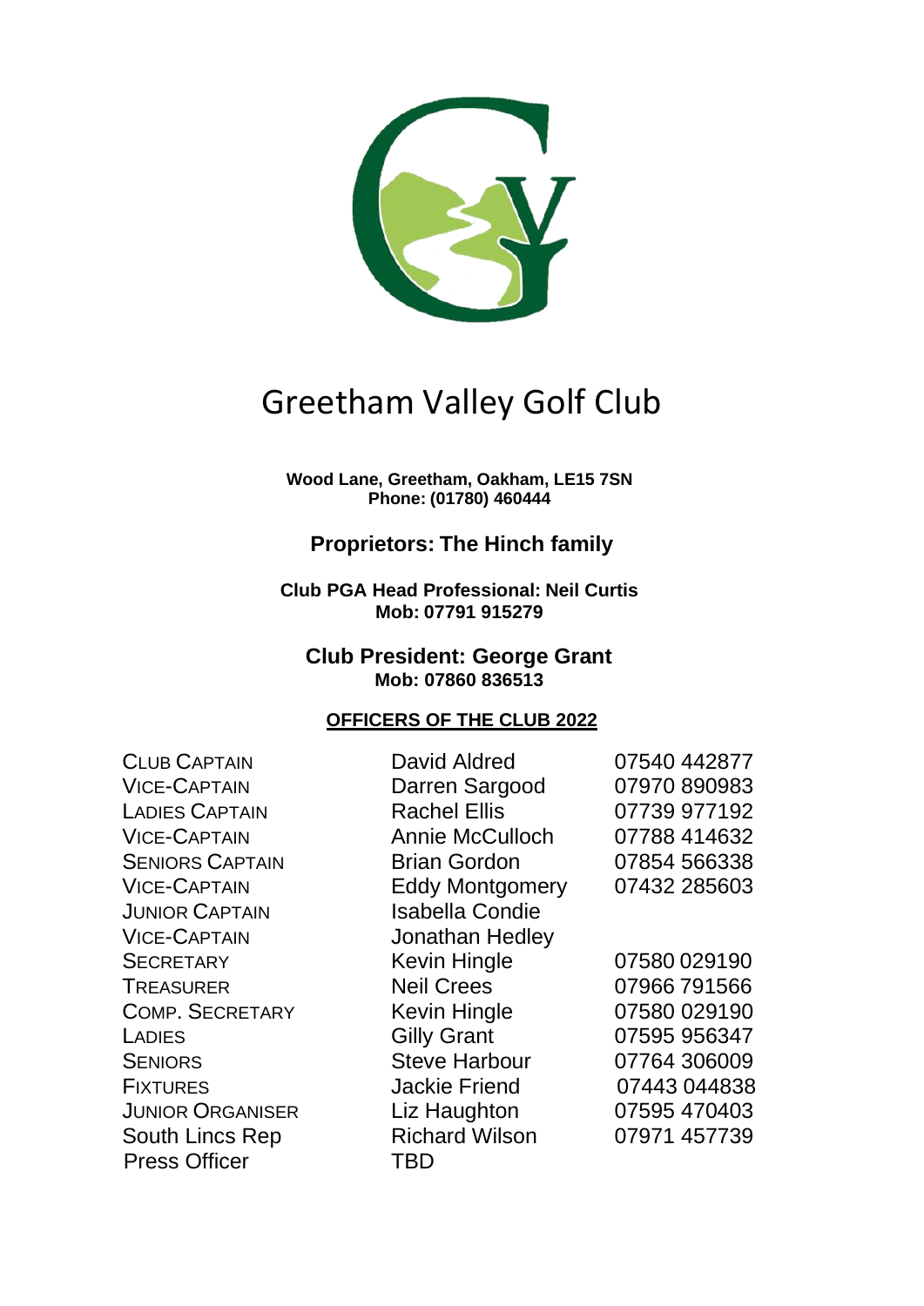# Greetham Valley Golf Club

**Wood Lane, Greetham, Oakham, LE15 7SN**
**Phone: (01780) 460444**

## Proprietors: The Hinch family

**Club PGA Head Professional: Neil Curtis**
**Mob: 07791 915279**

## Club President: George Grant
**Mob: 07860 836513**

### OFFICERS OF THE CLUB 2022

| | | |
|---|---|---|
| Club Captain | David Aldred | 07540 442877 |
| Vice-Captain | Darren Sargood | 07970 890983 |
| Ladies Captain | Rachel Ellis | 07739 977192 |
| Vice-Captain | Annie McCulloch | 07788 414632 |
| Seniors Captain | Brian Gordon | 07854 566338 |
| Vice-Captain | Eddy Montgomery | 07432 285603 |
| Junior Captain | Isabella Condie | |
| Vice-Captain | Jonathan Hedley | |
| Secretary | Kevin Hingle | 07580 029190 |
| Treasurer | Neil Crees | 07966 791566 |
| Comp. Secretary | Kevin Hingle | 07580 029190 |
| Ladies | Gilly Grant | 07595 956347 |
| Seniors | Steve Harbour | 07764 306009 |
| Fixtures | Jackie Friend | 07443 044838 |
| Junior Organiser | Liz Haughton | 07595 470403 |
| South Lincs Rep | Richard Wilson | 07971 457739 |
| Press Officer | TBD | |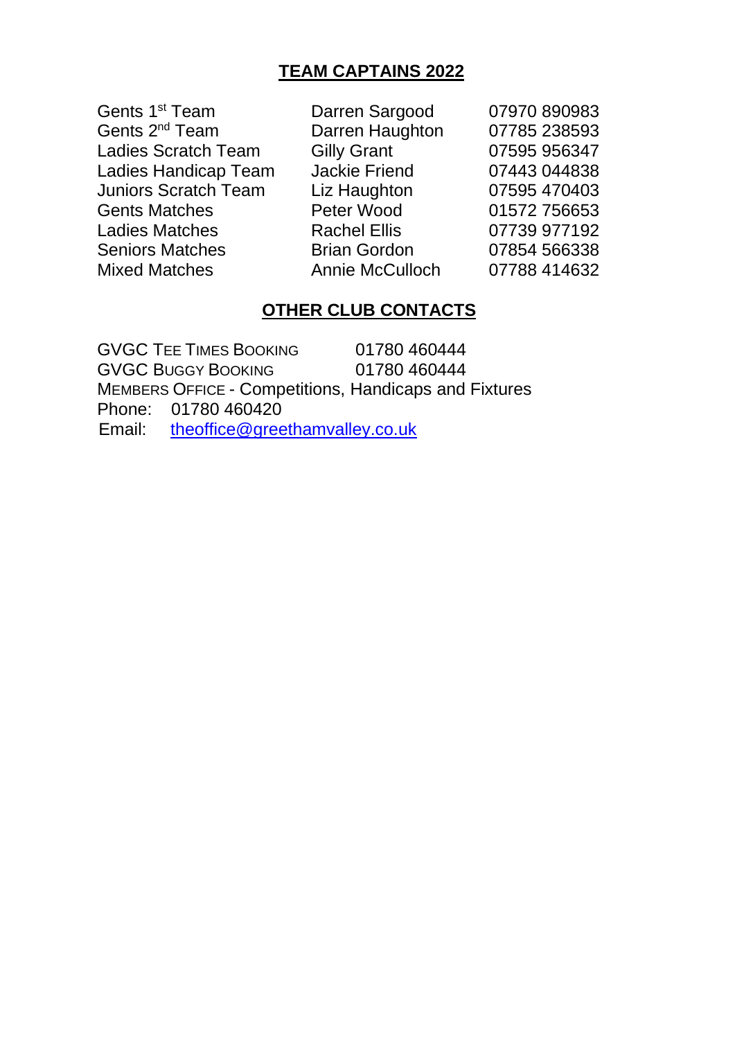## TEAM CAPTAINS 2022

| | | |
|---|---|---|
| Gents 1st Team | Darren Sargood | 07970 890983 |
| Gents 2nd Team | Darren Haughton | 07785 238593 |
| Ladies Scratch Team | Gilly Grant | 07595 956347 |
| Ladies Handicap Team | Jackie Friend | 07443 044838 |
| Juniors Scratch Team | Liz Haughton | 07595 470403 |
| Gents Matches | Peter Wood | 01572 756653 |
| Ladies Matches | Rachel Ellis | 07739 977192 |
| Seniors Matches | Brian Gordon | 07854 566338 |
| Mixed Matches | Annie McCulloch | 07788 414632 |

## OTHER CLUB CONTACTS

GVGC TEE TIMES BOOKING 01780 460444
GVGC BUGGY BOOKING 01780 460444
MEMBERS OFFICE - Competitions, Handicaps and Fixtures
Phone: 01780 460420
Email: theoffice@greethamvalley.co.uk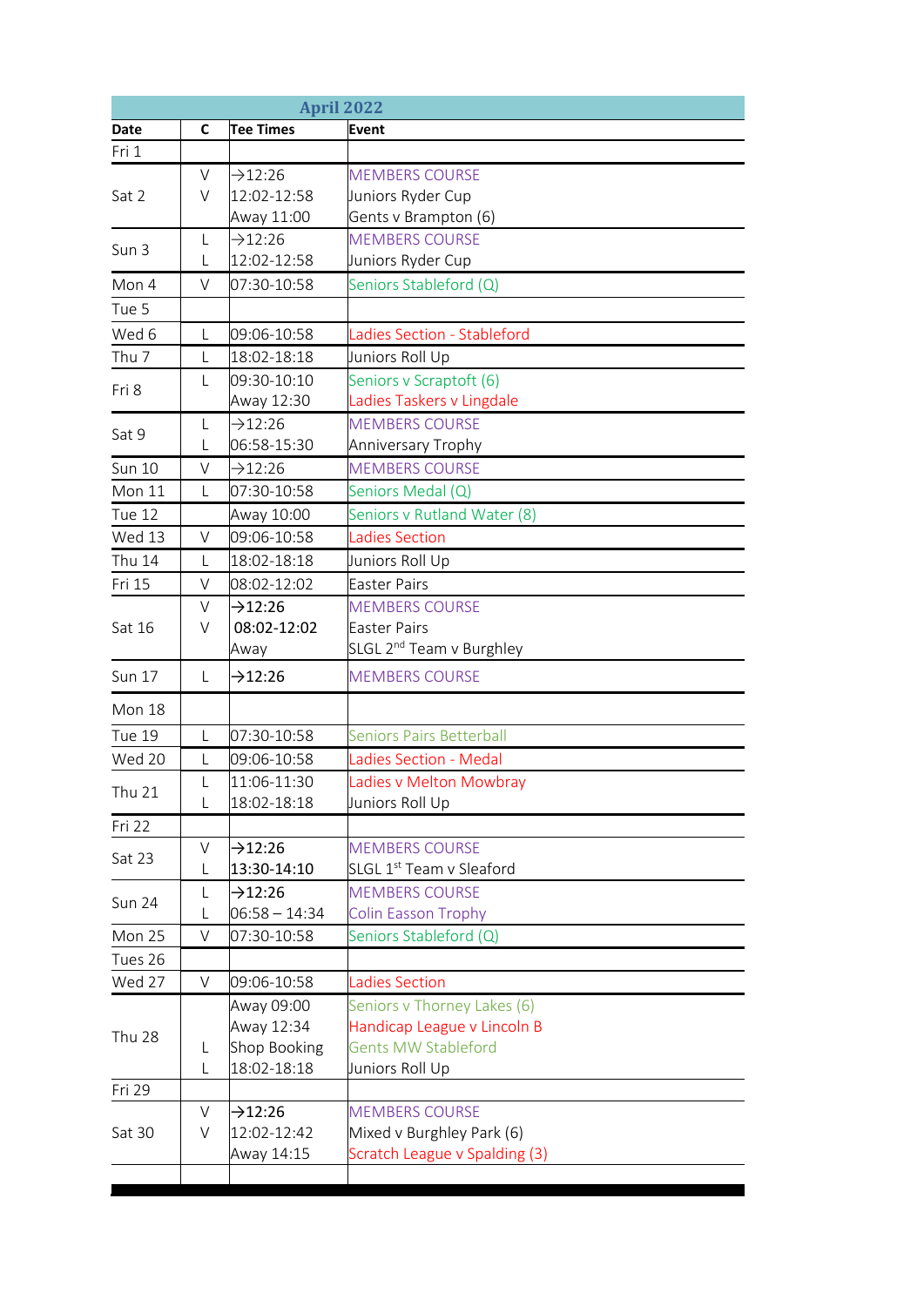| April 2022 | | | |
|---|---|---|---|
| **Date** | **C** | **Tee Times** | **Event** |
| Fri 1 | | | |
| Sat 2 | V<br>V | →12:26<br>12:02-12:58<br>Away 11:00 | MEMBERS COURSE<br>Juniors Ryder Cup<br>Gents v Brampton (6) |
| Sun 3 | L<br>L | →12:26<br>12:02-12:58 | MEMBERS COURSE<br>Juniors Ryder Cup |
| Mon 4 | V | 07:30-10:58 | Seniors Stableford (Q) |
| Tue 5 | | | |
| Wed 6 | L | 09:06-10:58 | Ladies Section - Stableford |
| Thu 7 | L | 18:02-18:18 | Juniors Roll Up |
| Fri 8 | L | 09:30-10:10<br>Away 12:30 | Seniors v Scraptoft (6)<br>Ladies Taskers v Lingdale |
| Sat 9 | L<br>L | →12:26<br>06:58-15:30 | MEMBERS COURSE<br>Anniversary Trophy |
| Sun 10 | V | →12:26 | MEMBERS COURSE |
| Mon 11 | L | 07:30-10:58 | Seniors Medal (Q) |
| Tue 12 | | Away 10:00 | Seniors v Rutland Water (8) |
| Wed 13 | V | 09:06-10:58 | Ladies Section |
| Thu 14 | L | 18:02-18:18 | Juniors Roll Up |
| Fri 15 | V | 08:02-12:02 | Easter Pairs |
| Sat 16 | V<br>V | →12:26<br>08:02-12:02<br>Away | MEMBERS COURSE<br>Easter Pairs<br>SLGL 2nd Team v Burghley |
| Sun 17 | L | →12:26 | MEMBERS COURSE |
| Mon 18 | | | |
| Tue 19 | L | 07:30-10:58 | Seniors Pairs Betterball |
| Wed 20 | L | 09:06-10:58 | Ladies Section - Medal |
| Thu 21 | L<br>L | 11:06-11:30<br>18:02-18:18 | Ladies v Melton Mowbray<br>Juniors Roll Up |
| Fri 22 | | | |
| Sat 23 | V<br>L | →12:26<br>13:30-14:10 | MEMBERS COURSE<br>SLGL 1st Team v Sleaford |
| Sun 24 | L<br>L | →12:26<br>06:58 – 14:34 | MEMBERS COURSE<br>Colin Easson Trophy |
| Mon 25 | V | 07:30-10:58 | Seniors Stableford (Q) |
| Tues 26 | | | |
| Wed 27 | V | 09:06-10:58 | Ladies Section |
| Thu 28 | L<br>L | Away 09:00<br>Away 12:34<br>Shop Booking<br>18:02-18:18 | Seniors v Thorney Lakes (6)<br>Handicap League v Lincoln B<br>Gents MW Stableford<br>Juniors Roll Up |
| Fri 29 | | | |
| Sat 30 | V<br>V | →12:26<br>12:02-12:42<br>Away 14:15 | MEMBERS COURSE<br>Mixed v Burghley Park (6)<br>Scratch League v Spalding (3) |
| | | | |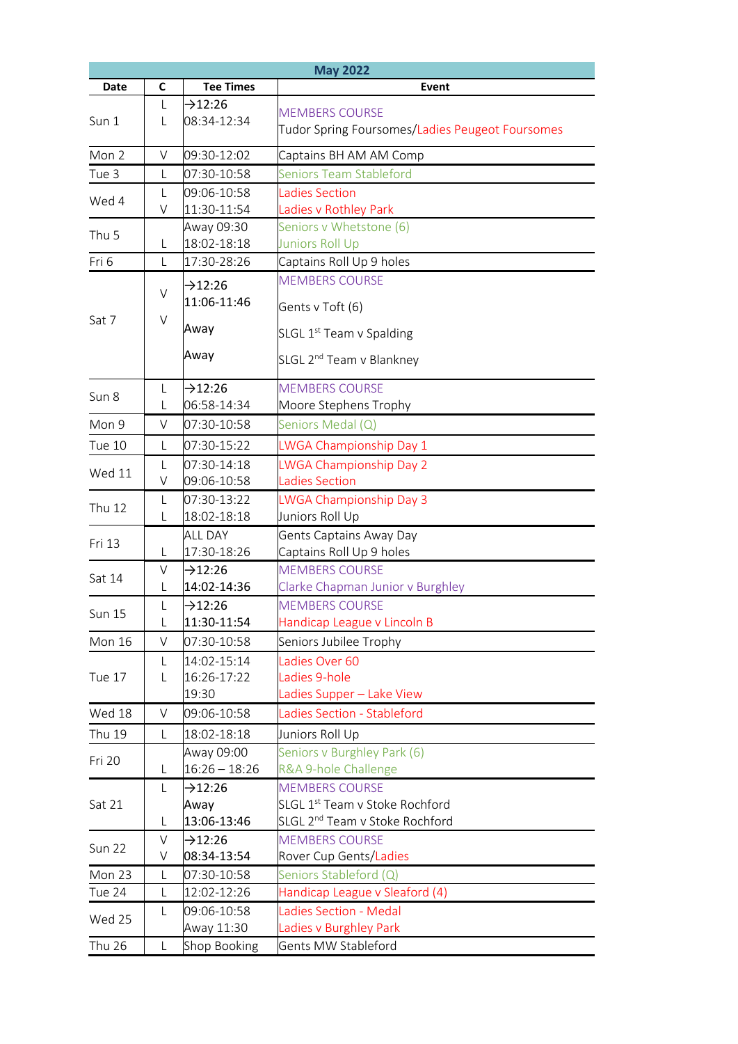| May 2022 | | | |
|---|---|---|---|
| **Date** | **C** | **Tee Times** | **Event** |
| Sun 1 | L<br>L | →12:26<br>08:34-12:34 | MEMBERS COURSE<br>Tudor Spring Foursomes/Ladies Peugeot Foursomes |
| Mon 2 | V | 09:30-12:02 | Captains BH AM AM Comp |
| Tue 3 | L | 07:30-10:58 | Seniors Team Stableford |
| Wed 4 | L<br>V | 09:06-10:58<br>11:30-11:54 | Ladies Section<br>Ladies v Rothley Park |
| Thu 5 | <br>L | Away 09:30<br>18:02-18:18 | Seniors v Whetstone (6)<br>Juniors Roll Up |
| Fri 6 | L | 17:30-28:26 | Captains Roll Up 9 holes |
| Sat 7 | V<br>V | →12:26<br>11:06-11:46<br>Away<br>Away | MEMBERS COURSE<br>Gents v Toft (6)<br>SLGL 1st Team v Spalding<br>SLGL 2nd Team v Blankney |
| Sun 8 | L<br>L | →12:26<br>06:58-14:34 | MEMBERS COURSE<br>Moore Stephens Trophy |
| Mon 9 | V | 07:30-10:58 | Seniors Medal (Q) |
| Tue 10 | L | 07:30-15:22 | LWGA Championship Day 1 |
| Wed 11 | L<br>V | 07:30-14:18<br>09:06-10:58 | LWGA Championship Day 2<br>Ladies Section |
| Thu 12 | L<br>L | 07:30-13:22<br>18:02-18:18 | LWGA Championship Day 3<br>Juniors Roll Up |
| Fri 13 | <br>L | ALL DAY<br>17:30-18:26 | Gents Captains Away Day<br>Captains Roll Up 9 holes |
| Sat 14 | V<br>L | →12:26<br>14:02-14:36 | MEMBERS COURSE<br>Clarke Chapman Junior v Burghley |
| Sun 15 | L<br>L | →12:26<br>11:30-11:54 | MEMBERS COURSE<br>Handicap League v Lincoln B |
| Mon 16 | V | 07:30-10:58 | Seniors Jubilee Trophy |
| Tue 17 | L<br>L | 14:02-15:14<br>16:26-17:22<br>19:30 | Ladies Over 60<br>Ladies 9-hole<br>Ladies Supper – Lake View |
| Wed 18 | V | 09:06-10:58 | Ladies Section - Stableford |
| Thu 19 | L | 18:02-18:18 | Juniors Roll Up |
| Fri 20 | <br>L | Away 09:00<br>16:26 – 18:26 | Seniors v Burghley Park (6)<br>R&A 9-hole Challenge |
| Sat 21 | L<br><br>L | →12:26<br>Away<br>13:06-13:46 | MEMBERS COURSE<br>SLGL 1st Team v Stoke Rochford<br>SLGL 2nd Team v Stoke Rochford |
| Sun 22 | V<br>V | →12:26<br>08:34-13:54 | MEMBERS COURSE<br>Rover Cup Gents/Ladies |
| Mon 23 | L | 07:30-10:58 | Seniors Stableford (Q) |
| Tue 24 | L | 12:02-12:26 | Handicap League v Sleaford (4) |
| Wed 25 | L | 09:06-10:58<br>Away 11:30 | Ladies Section - Medal<br>Ladies v Burghley Park |
| Thu 26 | L | Shop Booking | Gents MW Stableford |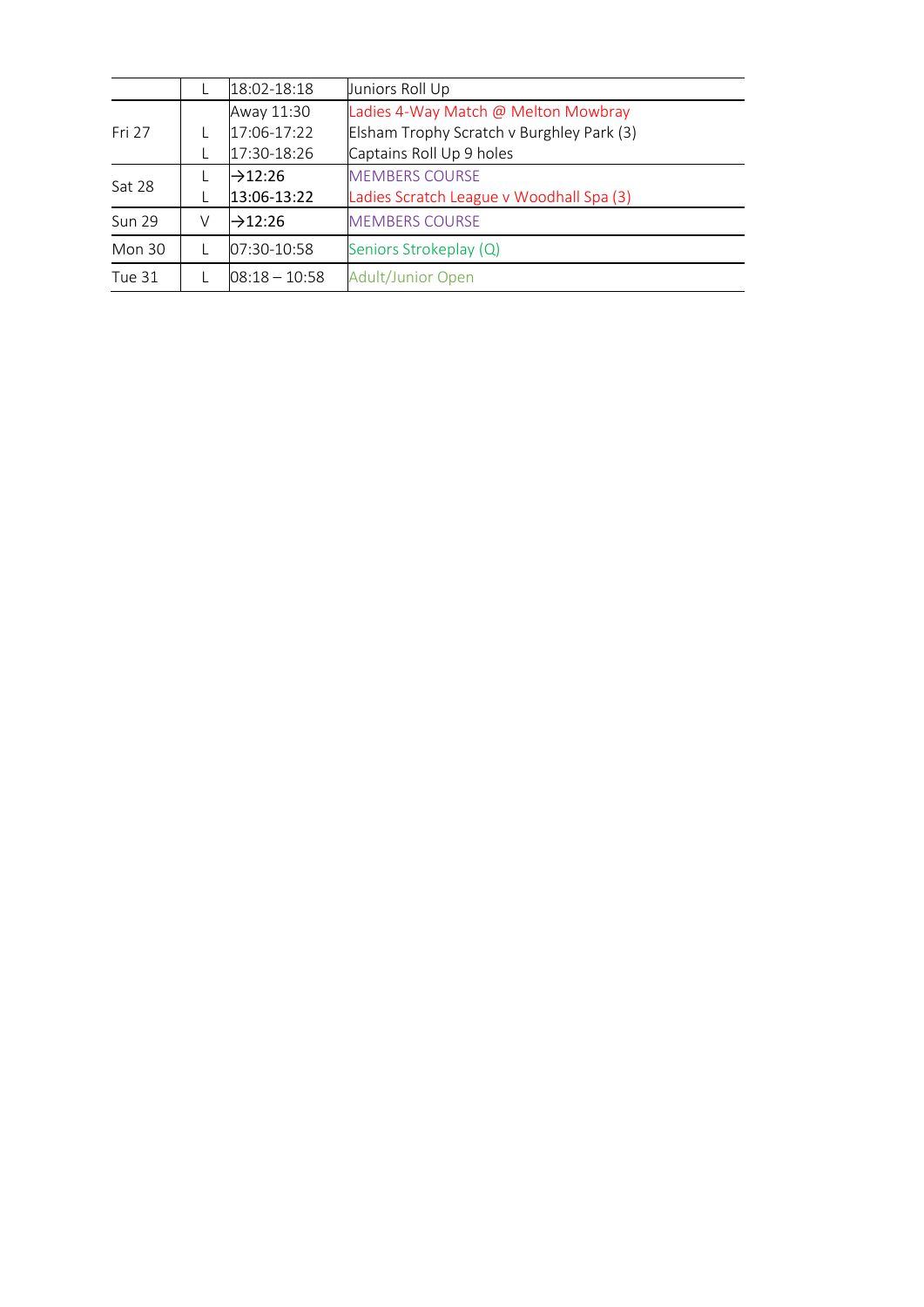| | | | |
|---|---|---|---|
| | L | 18:02-18:18 | Juniors Roll Up |
| Fri 27 | | Away 11:30 | Ladies 4-Way Match @ Melton Mowbray |
| | L | 17:06-17:22 | Elsham Trophy Scratch v Burghley Park (3) |
| | L | 17:30-18:26 | Captains Roll Up 9 holes |
| Sat 28 | L | →12:26 | MEMBERS COURSE |
| | L | 13:06-13:22 | Ladies Scratch League v Woodhall Spa (3) |
| Sun 29 | V | →12:26 | MEMBERS COURSE |
| Mon 30 | L | 07:30-10:58 | Seniors Strokeplay (Q) |
| Tue 31 | L | 08:18 – 10:58 | Adult/Junior Open |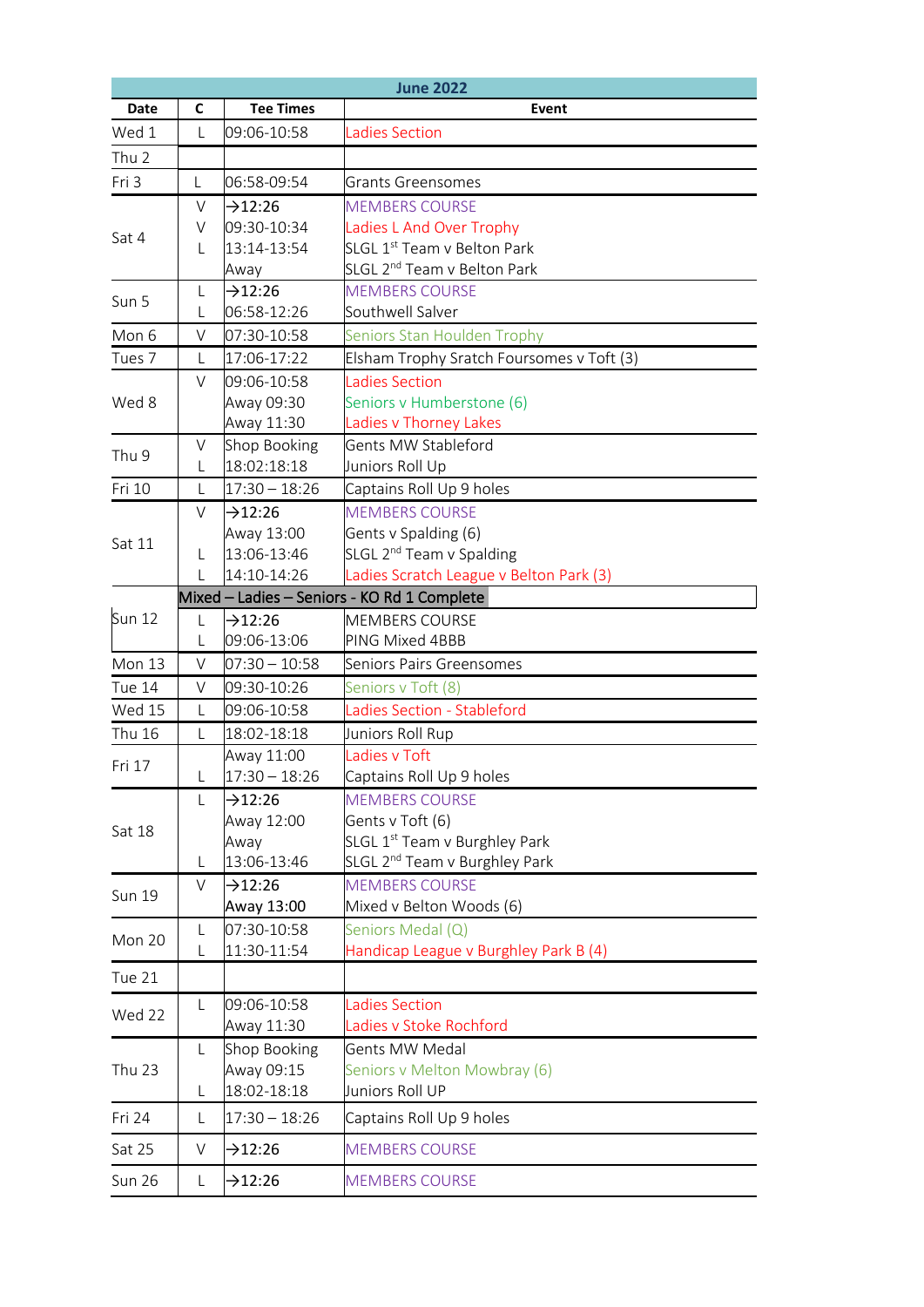| June 2022 | | | |
|---|---|---|---|
| **Date** | **C** | **Tee Times** | **Event** |
| Wed 1 | L | 09:06-10:58 | Ladies Section |
| Thu 2 | | | |
| Fri 3 | L | 06:58-09:54 | Grants Greensomes |
| Sat 4 | V | →12:26 | MEMBERS COURSE |
| | V | 09:30-10:34 | Ladies L And Over Trophy |
| | L | 13:14-13:54 | SLGL 1st Team v Belton Park |
| | | Away | SLGL 2nd Team v Belton Park |
| Sun 5 | L | →12:26 | MEMBERS COURSE |
| | L | 06:58-12:26 | Southwell Salver |
| Mon 6 | V | 07:30-10:58 | Seniors Stan Houlden Trophy |
| Tues 7 | L | 17:06-17:22 | Elsham Trophy Sratch Foursomes v Toft (3) |
| Wed 8 | V | 09:06-10:58 | Ladies Section |
| | | Away 09:30 | Seniors v Humberstone (6) |
| | | Away 11:30 | Ladies v Thorney Lakes |
| Thu 9 | V | Shop Booking | Gents MW Stableford |
| | L | 18:02-18:18 | Juniors Roll Up |
| Fri 10 | L | 17:30 – 18:26 | Captains Roll Up 9 holes |
| Sat 11 | V | →12:26 | MEMBERS COURSE |
| | | Away 13:00 | Gents v Spalding (6) |
| | L | 13:06-13:46 | SLGL 2nd Team v Spalding |
| | L | 14:10-14:26 | Ladies Scratch League v Belton Park (3) |
| | **Mixed – Ladies – Seniors - KO Rd 1 Complete** | | |
| Sun 12 | L | →12:26 | MEMBERS COURSE |
| | L | 09:06-13:06 | PING Mixed 4BBB |
| Mon 13 | V | 07:30 – 10:58 | Seniors Pairs Greensomes |
| Tue 14 | V | 09:30-10:26 | Seniors v Toft (8) |
| Wed 15 | L | 09:06-10:58 | Ladies Section - Stableford |
| Thu 16 | L | 18:02-18:18 | Juniors Roll Rup |
| Fri 17 | | Away 11:00 | Ladies v Toft |
| | L | 17:30 – 18:26 | Captains Roll Up 9 holes |
| Sat 18 | L | →12:26 | MEMBERS COURSE |
| | | Away 12:00 | Gents v Toft (6) |
| | | Away | SLGL 1st Team v Burghley Park |
| | L | 13:06-13:46 | SLGL 2nd Team v Burghley Park |
| Sun 19 | V | →12:26 | MEMBERS COURSE |
| | | Away 13:00 | Mixed v Belton Woods (6) |
| Mon 20 | L | 07:30-10:58 | Seniors Medal (Q) |
| | L | 11:30-11:54 | Handicap League v Burghley Park B (4) |
| Tue 21 | | | |
| Wed 22 | L | 09:06-10:58 | Ladies Section |
| | | Away 11:30 | Ladies v Stoke Rochford |
| Thu 23 | L | Shop Booking | Gents MW Medal |
| | | Away 09:15 | Seniors v Melton Mowbray (6) |
| | L | 18:02-18:18 | Juniors Roll UP |
| Fri 24 | L | 17:30 – 18:26 | Captains Roll Up 9 holes |
| Sat 25 | V | →12:26 | MEMBERS COURSE |
| Sun 26 | L | →12:26 | MEMBERS COURSE |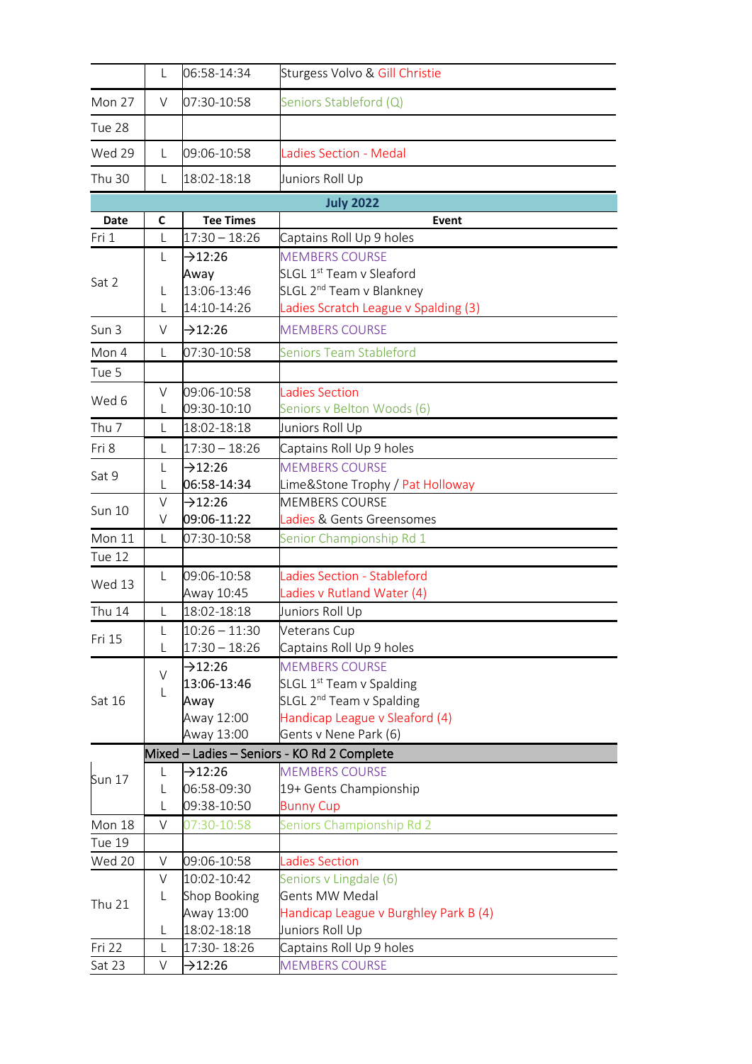| | | | |
|---|---|---|---|
| | L | 06:58-14:34 | Sturgess Volvo & Gill Christie |
| Mon 27 | V | 07:30-10:58 | Seniors Stableford (Q) |
| Tue 28 | | | |
| Wed 29 | L | 09:06-10:58 | Ladies Section - Medal |
| Thu 30 | L | 18:02-18:18 | Juniors Roll Up |

**July 2022**

| Date | C | Tee Times | Event |
|---|---|---|---|
| Fri 1 | L | 17:30 – 18:26 | Captains Roll Up 9 holes |
| Sat 2 | L | →12:26 | MEMBERS COURSE |
| | | Away | SLGL 1st Team v Sleaford |
| | L | 13:06-13:46 | SLGL 2nd Team v Blankney |
| | L | 14:10-14:26 | Ladies Scratch League v Spalding (3) |
| Sun 3 | V | →12:26 | MEMBERS COURSE |
| Mon 4 | L | 07:30-10:58 | Seniors Team Stableford |
| Tue 5 | | | |
| Wed 6 | V | 09:06-10:58 | Ladies Section |
| | L | 09:30-10:10 | Seniors v Belton Woods (6) |
| Thu 7 | L | 18:02-18:18 | Juniors Roll Up |
| Fri 8 | L | 17:30 – 18:26 | Captains Roll Up 9 holes |
| Sat 9 | L | →12:26 | MEMBERS COURSE |
| | L | 06:58-14:34 | Lime&Stone Trophy / Pat Holloway |
| Sun 10 | V | →12:26 | MEMBERS COURSE |
| | V | 09:06-11:22 | Ladies & Gents Greensomes |
| Mon 11 | L | 07:30-10:58 | Senior Championship Rd 1 |
| Tue 12 | | | |
| Wed 13 | L | 09:06-10:58 | Ladies Section - Stableford |
| | | Away 10:45 | Ladies v Rutland Water (4) |
| Thu 14 | L | 18:02-18:18 | Juniors Roll Up |
| Fri 15 | L | 10:26 – 11:30 | Veterans Cup |
| | L | 17:30 – 18:26 | Captains Roll Up 9 holes |
| Sat 16 | V | →12:26 | MEMBERS COURSE |
| | L | 13:06-13:46 | SLGL 1st Team v Spalding |
| | | Away | SLGL 2nd Team v Spalding |
| | | Away 12:00 | Handicap League v Sleaford (4) |
| | | Away 13:00 | Gents v Nene Park (6) |
| | Mixed – Ladies – Seniors - KO Rd 2 Complete | | |
| Sun 17 | L | →12:26 | MEMBERS COURSE |
| | L | 06:58-09:30 | 19+ Gents Championship |
| | L | 09:38-10:50 | Bunny Cup |
| Mon 18 | V | 07:30-10:58 | Seniors Championship Rd 2 |
| Tue 19 | | | |
| Wed 20 | V | 09:06-10:58 | Ladies Section |
| Thu 21 | V | 10:02-10:42 | Seniors v Lingdale (6) |
| | L | Shop Booking | Gents MW Medal |
| | | Away 13:00 | Handicap League v Burghley Park B (4) |
| | L | 18:02-18:18 | Juniors Roll Up |
| Fri 22 | L | 17:30- 18:26 | Captains Roll Up 9 holes |
| Sat 23 | V | →12:26 | MEMBERS COURSE |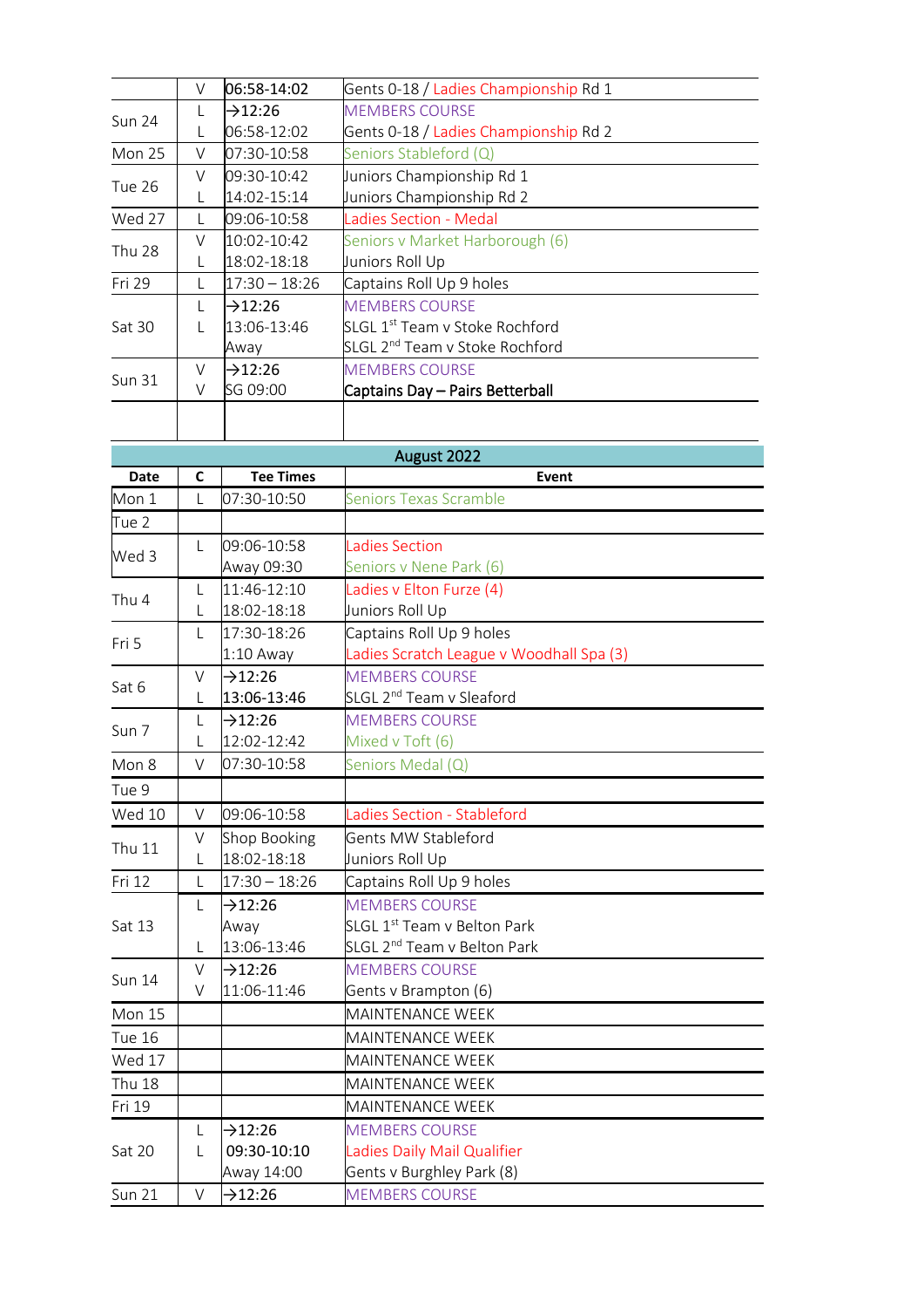| | | | |
|---|---|---|---|
| | V | 06:58-14:02 | Gents 0-18 / Ladies Championship Rd 1 |
| Sun 24 | L | →12:26 | MEMBERS COURSE |
| | L | 06:58-12:02 | Gents 0-18 / Ladies Championship Rd 2 |
| Mon 25 | V | 07:30-10:58 | Seniors Stableford (Q) |
| Tue 26 | V | 09:30-10:42 | Juniors Championship Rd 1 |
| | L | 14:02-15:14 | Juniors Championship Rd 2 |
| Wed 27 | L | 09:06-10:58 | Ladies Section - Medal |
| Thu 28 | V | 10:02-10:42 | Seniors v Market Harborough (6) |
| | L | 18:02-18:18 | Juniors Roll Up |
| Fri 29 | L | 17:30 – 18:26 | Captains Roll Up 9 holes |
| Sat 30 | L | →12:26 | MEMBERS COURSE |
| | L | 13:06-13:46 | SLGL 1st Team v Stoke Rochford |
| | | Away | SLGL 2nd Team v Stoke Rochford |
| Sun 31 | V | →12:26 | MEMBERS COURSE |
| | V | SG 09:00 | **Captains Day – Pairs Betterball** |
| | | | |

**August 2022**

| Date | C | Tee Times | Event |
|---|---|---|---|
| Mon 1 | L | 07:30-10:50 | Seniors Texas Scramble |
| Tue 2 | | | |
| Wed 3 | L | 09:06-10:58 | Ladies Section |
| | | Away 09:30 | Seniors v Nene Park (6) |
| Thu 4 | L | 11:46-12:10 | Ladies v Elton Furze (4) |
| | L | 18:02-18:18 | Juniors Roll Up |
| Fri 5 | L | 17:30-18:26 | Captains Roll Up 9 holes |
| | | 1:10 Away | Ladies Scratch League v Woodhall Spa (3) |
| Sat 6 | V | →12:26 | MEMBERS COURSE |
| | L | 13:06-13:46 | SLGL 2nd Team v Sleaford |
| Sun 7 | L | →12:26 | MEMBERS COURSE |
| | L | 12:02-12:42 | Mixed v Toft (6) |
| Mon 8 | V | 07:30-10:58 | Seniors Medal (Q) |
| Tue 9 | | | |
| Wed 10 | V | 09:06-10:58 | Ladies Section - Stableford |
| Thu 11 | V | Shop Booking | Gents MW Stableford |
| | L | 18:02-18:18 | Juniors Roll Up |
| Fri 12 | L | 17:30 – 18:26 | Captains Roll Up 9 holes |
| Sat 13 | L | →12:26 | MEMBERS COURSE |
| | | Away | SLGL 1st Team v Belton Park |
| | L | 13:06-13:46 | SLGL 2nd Team v Belton Park |
| Sun 14 | V | →12:26 | MEMBERS COURSE |
| | V | 11:06-11:46 | Gents v Brampton (6) |
| Mon 15 | | | MAINTENANCE WEEK |
| Tue 16 | | | MAINTENANCE WEEK |
| Wed 17 | | | MAINTENANCE WEEK |
| Thu 18 | | | MAINTENANCE WEEK |
| Fri 19 | | | MAINTENANCE WEEK |
| Sat 20 | L | →12:26 | MEMBERS COURSE |
| | L | 09:30-10:10 | Ladies Daily Mail Qualifier |
| | | Away 14:00 | Gents v Burghley Park (8) |
| Sun 21 | V | →12:26 | MEMBERS COURSE |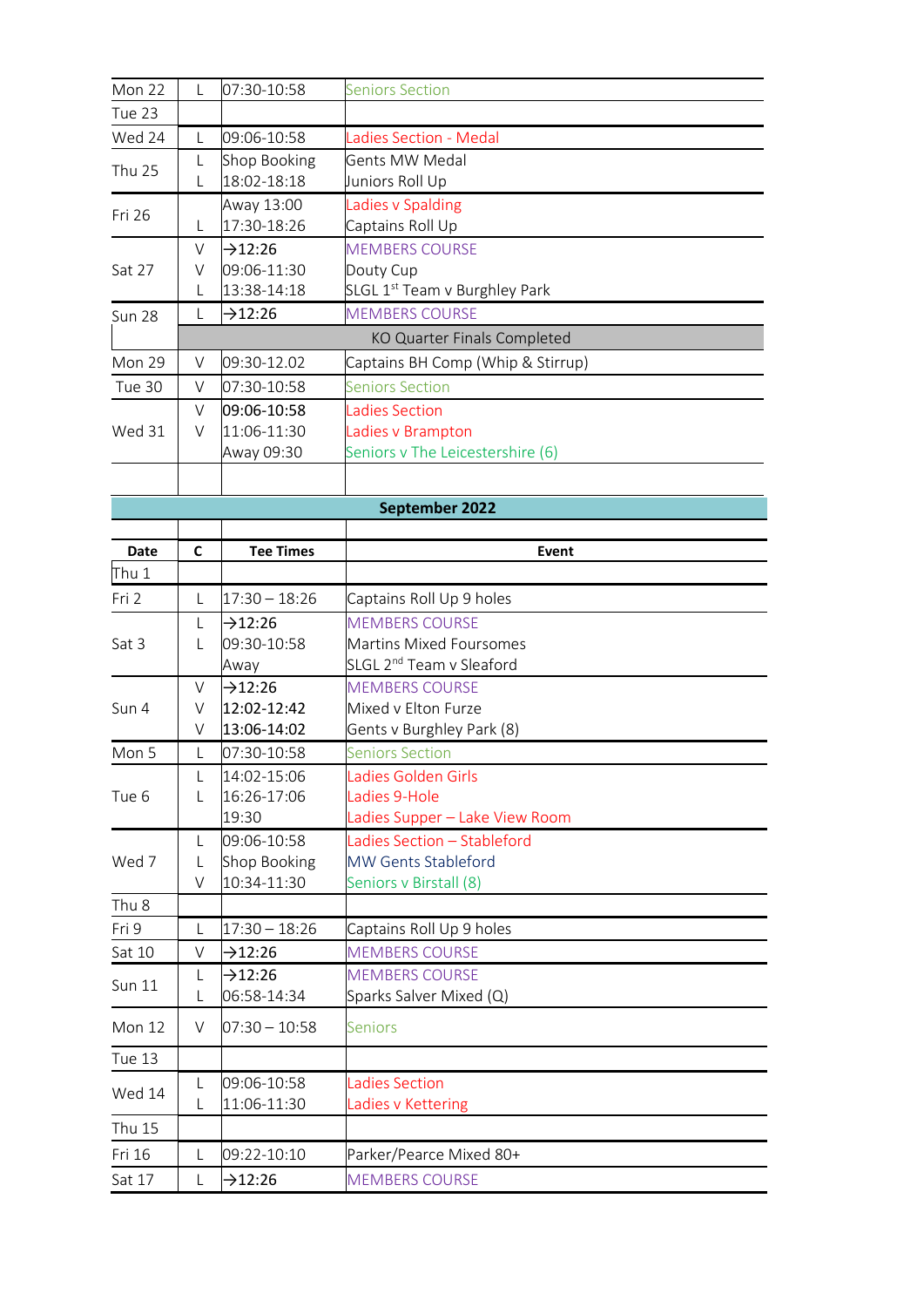| | | | |
|---|---|---|---|
| Mon 22 | L | 07:30-10:58 | Seniors Section |
| Tue 23 | | | |
| Wed 24 | L | 09:06-10:58 | Ladies Section - Medal |
| Thu 25 | L<br>L | Shop Booking<br>18:02-18:18 | Gents MW Medal<br>Juniors Roll Up |
| Fri 26 | <br>L | Away 13:00<br>17:30-18:26 | Ladies v Spalding<br>Captains Roll Up |
| Sat 27 | V<br>V<br>L | →12:26<br>09:06-11:30<br>13:38-14:18 | MEMBERS COURSE<br>Douty Cup<br>SLGL 1st Team v Burghley Park |
| Sun 28 | L | →12:26 | MEMBERS COURSE |
| | | KO Quarter Finals Completed | |
| Mon 29 | V | 09:30-12.02 | Captains BH Comp (Whip & Stirrup) |
| Tue 30 | V | 07:30-10:58 | Seniors Section |
| Wed 31 | V<br>V | 09:06-10:58<br>11:06-11:30<br>Away 09:30 | Ladies Section<br>Ladies v Brampton<br>Seniors v The Leicestershire (6) |
| | | | |

**September 2022**

| Date | C | Tee Times | Event |
|---|---|---|---|
| Thu 1 | | | |
| Fri 2 | L | 17:30 – 18:26 | Captains Roll Up 9 holes |
| Sat 3 | L<br>L | →12:26<br>09:30-10:58<br>Away | MEMBERS COURSE<br>Martins Mixed Foursomes<br>SLGL 2nd Team v Sleaford |
| Sun 4 | V<br>V<br>V | →12:26<br>12:02-12:42<br>13:06-14:02 | MEMBERS COURSE<br>Mixed v Elton Furze<br>Gents v Burghley Park (8) |
| Mon 5 | L | 07:30-10:58 | Seniors Section |
| Tue 6 | L<br>L | 14:02-15:06<br>16:26-17:06<br>19:30 | Ladies Golden Girls<br>Ladies 9-Hole<br>Ladies Supper – Lake View Room |
| Wed 7 | L<br>L<br>V | 09:06-10:58<br>Shop Booking<br>10:34-11:30 | Ladies Section – Stableford<br>MW Gents Stableford<br>Seniors v Birstall (8) |
| Thu 8 | | | |
| Fri 9 | L | 17:30 – 18:26 | Captains Roll Up 9 holes |
| Sat 10 | V | →12:26 | MEMBERS COURSE |
| Sun 11 | L<br>L | →12:26<br>06:58-14:34 | MEMBERS COURSE<br>Sparks Salver Mixed (Q) |
| Mon 12 | V | 07:30 – 10:58 | Seniors |
| Tue 13 | | | |
| Wed 14 | L<br>L | 09:06-10:58<br>11:06-11:30 | Ladies Section<br>Ladies v Kettering |
| Thu 15 | | | |
| Fri 16 | L | 09:22-10:10 | Parker/Pearce Mixed 80+ |
| Sat 17 | L | →12:26 | MEMBERS COURSE |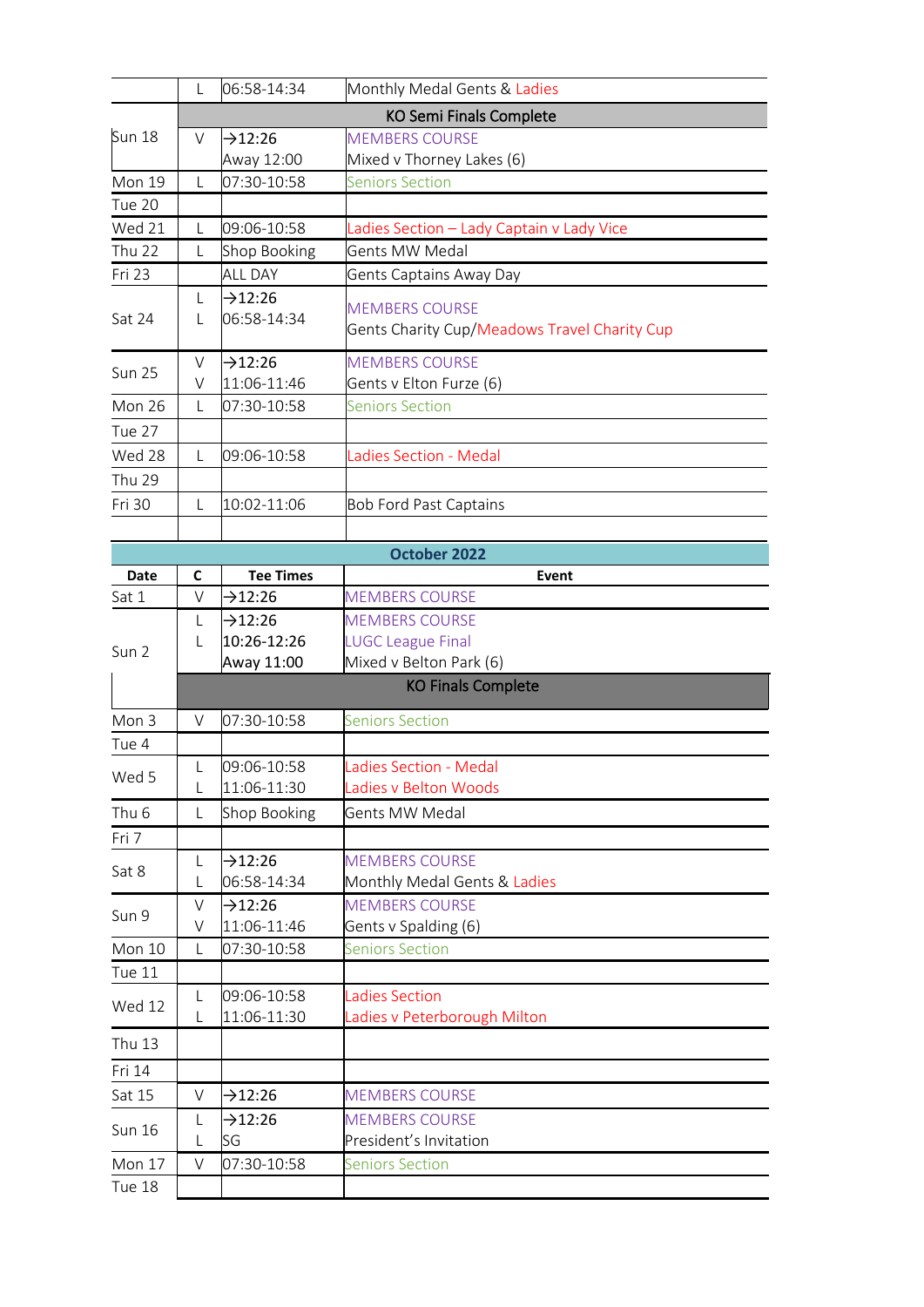| | | | |
|---|---|---|---|
| | L | 06:58-14:34 | Monthly Medal Gents & Ladies |
| | | | **KO Semi Finals Complete** |
| Sun 18 | V | →12:26<br>Away 12:00 | MEMBERS COURSE<br>Mixed v Thorney Lakes (6) |
| Mon 19 | L | 07:30-10:58 | Seniors Section |
| Tue 20 | | | |
| Wed 21 | L | 09:06-10:58 | Ladies Section – Lady Captain v Lady Vice |
| Thu 22 | L | Shop Booking | Gents MW Medal |
| Fri 23 | | ALL DAY | Gents Captains Away Day |
| Sat 24 | L<br>L | →12:26<br>06:58-14:34 | MEMBERS COURSE<br>Gents Charity Cup/Meadows Travel Charity Cup |
| Sun 25 | V<br>V | →12:26<br>11:06-11:46 | MEMBERS COURSE<br>Gents v Elton Furze (6) |
| Mon 26 | L | 07:30-10:58 | Seniors Section |
| Tue 27 | | | |
| Wed 28 | L | 09:06-10:58 | Ladies Section - Medal |
| Thu 29 | | | |
| Fri 30 | L | 10:02-11:06 | Bob Ford Past Captains |
| | | | |

## October 2022

| Date | C | Tee Times | Event |
|---|---|---|---|
| Sat 1 | V | →12:26 | MEMBERS COURSE |
| Sun 2 | L<br>L | →12:26<br>10:26-12:26<br>Away 11:00 | MEMBERS COURSE<br>LUGC League Final<br>Mixed v Belton Park (6) |
| | | | **KO Finals Complete** |
| Mon 3 | V | 07:30-10:58 | Seniors Section |
| Tue 4 | | | |
| Wed 5 | L<br>L | 09:06-10:58<br>11:06-11:30 | Ladies Section - Medal<br>Ladies v Belton Woods |
| Thu 6 | L | Shop Booking | Gents MW Medal |
| Fri 7 | | | |
| Sat 8 | L<br>L | →12:26<br>06:58-14:34 | MEMBERS COURSE<br>Monthly Medal Gents & Ladies |
| Sun 9 | V<br>V | →12:26<br>11:06-11:46 | MEMBERS COURSE<br>Gents v Spalding (6) |
| Mon 10 | L | 07:30-10:58 | Seniors Section |
| Tue 11 | | | |
| Wed 12 | L<br>L | 09:06-10:58<br>11:06-11:30 | Ladies Section<br>Ladies v Peterborough Milton |
| Thu 13 | | | |
| Fri 14 | | | |
| Sat 15 | V | →12:26 | MEMBERS COURSE |
| Sun 16 | L<br>L | →12:26<br>SG | MEMBERS COURSE<br>President's Invitation |
| Mon 17 | V | 07:30-10:58 | Seniors Section |
| Tue 18 | | | |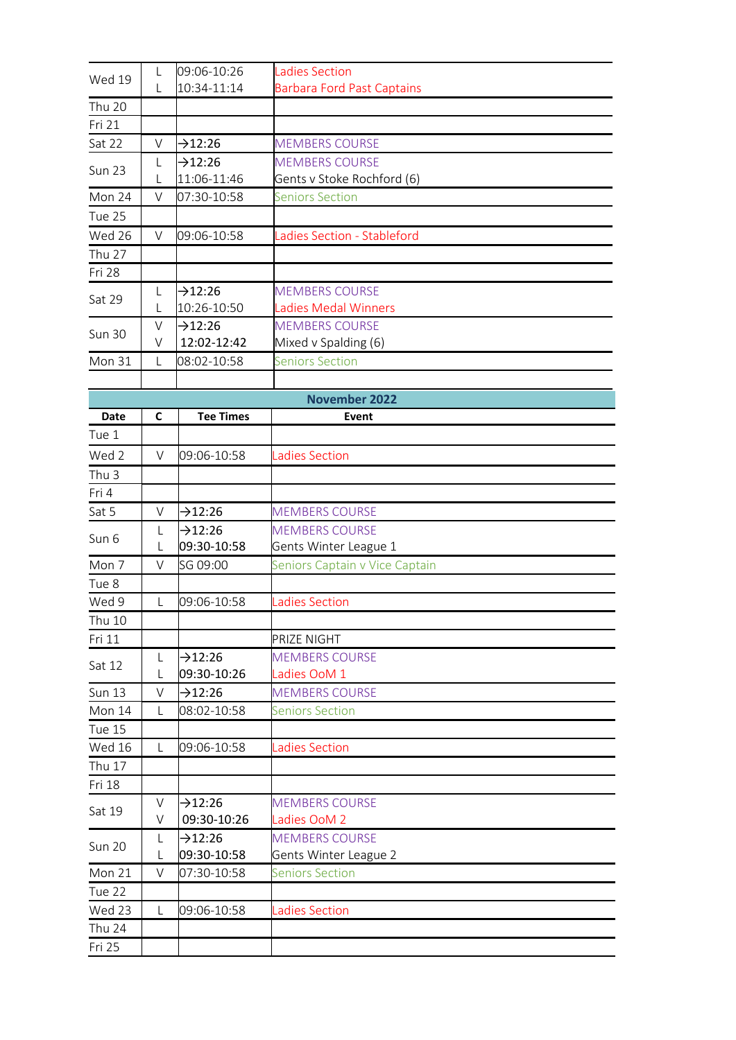| | | | |
|---|---|---|---|
| Wed 19 | L<br>L | 09:06-10:26<br>10:34-11:14 | Ladies Section<br>Barbara Ford Past Captains |
| Thu 20 | | | |
| Fri 21 | | | |
| Sat 22 | V | →12:26 | MEMBERS COURSE |
| Sun 23 | L<br>L | →12:26<br>11:06-11:46 | MEMBERS COURSE<br>Gents v Stoke Rochford (6) |
| Mon 24 | V | 07:30-10:58 | Seniors Section |
| Tue 25 | | | |
| Wed 26 | V | 09:06-10:58 | Ladies Section - Stableford |
| Thu 27 | | | |
| Fri 28 | | | |
| Sat 29 | L<br>L | →12:26<br>10:26-10:50 | MEMBERS COURSE<br>Ladies Medal Winners |
| Sun 30 | V<br>V | →12:26<br>12:02-12:42 | MEMBERS COURSE<br>Mixed v Spalding (6) |
| Mon 31 | L | 08:02-10:58 | Seniors Section |
| | | | |

## November 2022

| Date | C | Tee Times | Event |
|---|---|---|---|
| Tue 1 | | | |
| Wed 2 | V | 09:06-10:58 | Ladies Section |
| Thu 3 | | | |
| Fri 4 | | | |
| Sat 5 | V | →12:26 | MEMBERS COURSE |
| Sun 6 | L<br>L | →12:26<br>09:30-10:58 | MEMBERS COURSE<br>Gents Winter League 1 |
| Mon 7 | V | SG 09:00 | Seniors Captain v Vice Captain |
| Tue 8 | | | |
| Wed 9 | L | 09:06-10:58 | Ladies Section |
| Thu 10 | | | |
| Fri 11 | | | PRIZE NIGHT |
| Sat 12 | L<br>L | →12:26<br>09:30-10:26 | MEMBERS COURSE<br>Ladies OoM 1 |
| Sun 13 | V | →12:26 | MEMBERS COURSE |
| Mon 14 | L | 08:02-10:58 | Seniors Section |
| Tue 15 | | | |
| Wed 16 | L | 09:06-10:58 | Ladies Section |
| Thu 17 | | | |
| Fri 18 | | | |
| Sat 19 | V<br>V | →12:26<br>09:30-10:26 | MEMBERS COURSE<br>Ladies OoM 2 |
| Sun 20 | L<br>L | →12:26<br>09:30-10:58 | MEMBERS COURSE<br>Gents Winter League 2 |
| Mon 21 | V | 07:30-10:58 | Seniors Section |
| Tue 22 | | | |
| Wed 23 | L | 09:06-10:58 | Ladies Section |
| Thu 24 | | | |
| Fri 25 | | | |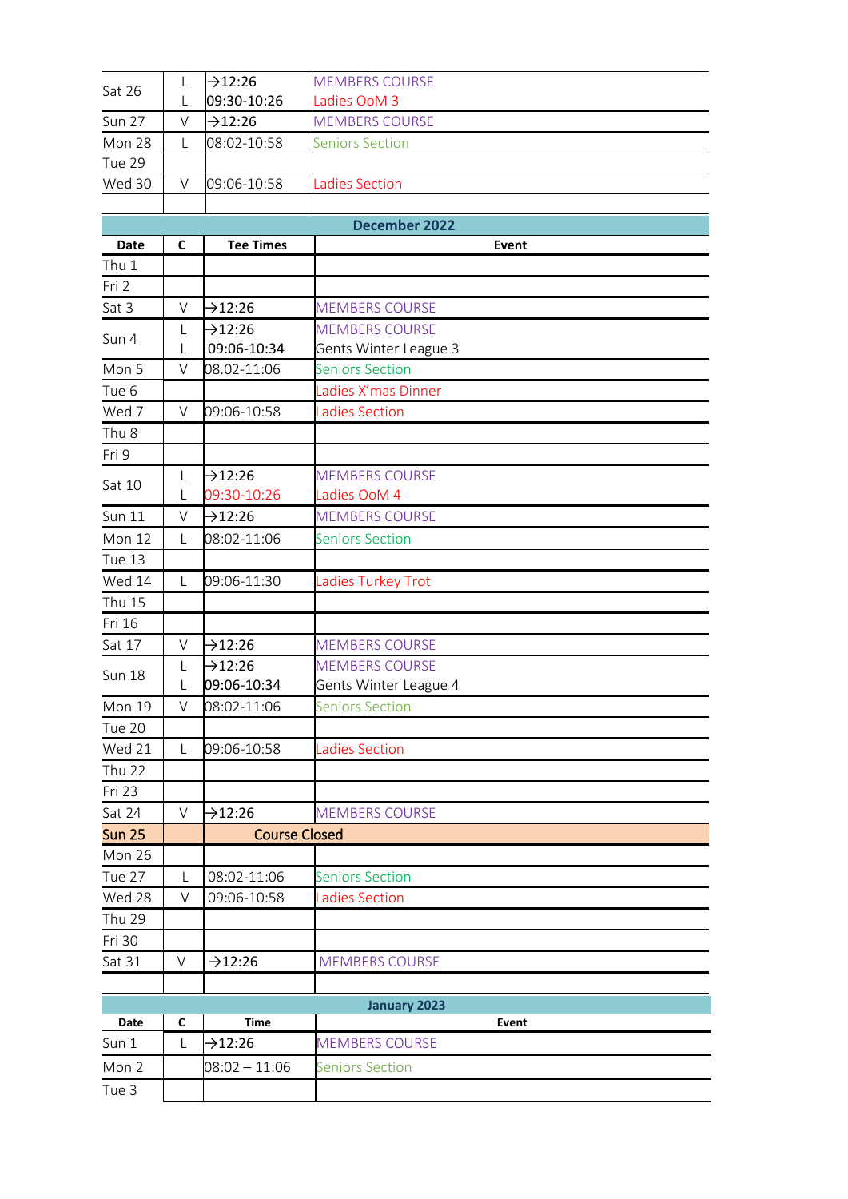| Date | C | Tee Times | Event |
|---|---|---|---|
| Sat 26 | L | →12:26 | MEMBERS COURSE |
| | L | 09:30-10:26 | Ladies OoM 3 |
| Sun 27 | V | →12:26 | MEMBERS COURSE |
| Mon 28 | L | 08:02-10:58 | Seniors Section |
| Tue 29 | | | |
| Wed 30 | V | 09:06-10:58 | Ladies Section |
| | | | |

## December 2022

| Date | C | Tee Times | Event |
|---|---|---|---|
| Thu 1 | | | |
| Fri 2 | | | |
| Sat 3 | V | →12:26 | MEMBERS COURSE |
| Sun 4 | L | →12:26 | MEMBERS COURSE |
| | L | 09:06-10:34 | Gents Winter League 3 |
| Mon 5 | V | 08.02-11:06 | Seniors Section |
| Tue 6 | | | Ladies X'mas Dinner |
| Wed 7 | V | 09:06-10:58 | Ladies Section |
| Thu 8 | | | |
| Fri 9 | | | |
| Sat 10 | L | →12:26 | MEMBERS COURSE |
| | L | 09:30-10:26 | Ladies OoM 4 |
| Sun 11 | V | →12:26 | MEMBERS COURSE |
| Mon 12 | L | 08:02-11:06 | Seniors Section |
| Tue 13 | | | |
| Wed 14 | L | 09:06-11:30 | Ladies Turkey Trot |
| Thu 15 | | | |
| Fri 16 | | | |
| Sat 17 | V | →12:26 | MEMBERS COURSE |
| Sun 18 | L | →12:26 | MEMBERS COURSE |
| | L | 09:06-10:34 | Gents Winter League 4 |
| Mon 19 | V | 08:02-11:06 | Seniors Section |
| Tue 20 | | | |
| Wed 21 | L | 09:06-10:58 | Ladies Section |
| Thu 22 | | | |
| Fri 23 | | | |
| Sat 24 | V | →12:26 | MEMBERS COURSE |
| **Sun 25** | | Course Closed | |
| Mon 26 | | | |
| Tue 27 | L | 08:02-11:06 | Seniors Section |
| Wed 28 | V | 09:06-10:58 | Ladies Section |
| Thu 29 | | | |
| Fri 30 | | | |
| Sat 31 | V | →12:26 | MEMBERS COURSE |
| | | | |

## January 2023

| Date | C | Time | Event |
|---|---|---|---|
| Sun 1 | L | →12:26 | MEMBERS COURSE |
| Mon 2 | | 08:02 – 11:06 | Seniors Section |
| Tue 3 | | | |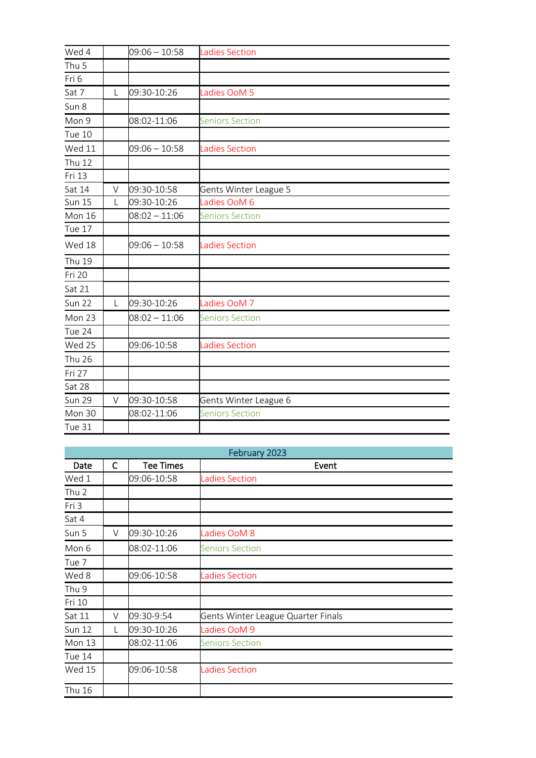| | | | |
|---|---|---|---|
| Wed 4 | | 09:06 – 10:58 | Ladies Section |
| Thu 5 | | | |
| Fri 6 | | | |
| Sat 7 | L | 09:30-10:26 | Ladies OoM 5 |
| Sun 8 | | | |
| Mon 9 | | 08:02-11:06 | Seniors Section |
| Tue 10 | | | |
| Wed 11 | | 09:06 – 10:58 | Ladies Section |
| Thu 12 | | | |
| Fri 13 | | | |
| Sat 14 | V | 09:30-10:58 | Gents Winter League 5 |
| Sun 15 | L | 09:30-10:26 | Ladies OoM 6 |
| Mon 16 | | 08:02 – 11:06 | Seniors Section |
| Tue 17 | | | |
| Wed 18 | | 09:06 – 10:58 | Ladies Section |
| Thu 19 | | | |
| Fri 20 | | | |
| Sat 21 | | | |
| Sun 22 | L | 09:30-10:26 | Ladies OoM 7 |
| Mon 23 | | 08:02 – 11:06 | Seniors Section |
| Tue 24 | | | |
| Wed 25 | | 09:06-10:58 | Ladies Section |
| Thu 26 | | | |
| Fri 27 | | | |
| Sat 28 | | | |
| Sun 29 | V | 09:30-10:58 | Gents Winter League 6 |
| Mon 30 | | 08:02-11:06 | Seniors Section |
| Tue 31 | | | |

**February 2023**

| Date | C | Tee Times | Event |
|---|---|---|---|
| Wed 1 | | 09:06-10:58 | Ladies Section |
| Thu 2 | | | |
| Fri 3 | | | |
| Sat 4 | | | |
| Sun 5 | V | 09:30-10:26 | Ladies OoM 8 |
| Mon 6 | | 08:02-11:06 | Seniors Section |
| Tue 7 | | | |
| Wed 8 | | 09:06-10:58 | Ladies Section |
| Thu 9 | | | |
| Fri 10 | | | |
| Sat 11 | V | 09:30-9:54 | Gents Winter League Quarter Finals |
| Sun 12 | L | 09:30-10:26 | Ladies OoM 9 |
| Mon 13 | | 08:02-11:06 | Seniors Section |
| Tue 14 | | | |
| Wed 15 | | 09:06-10:58 | Ladies Section |
| Thu 16 | | | |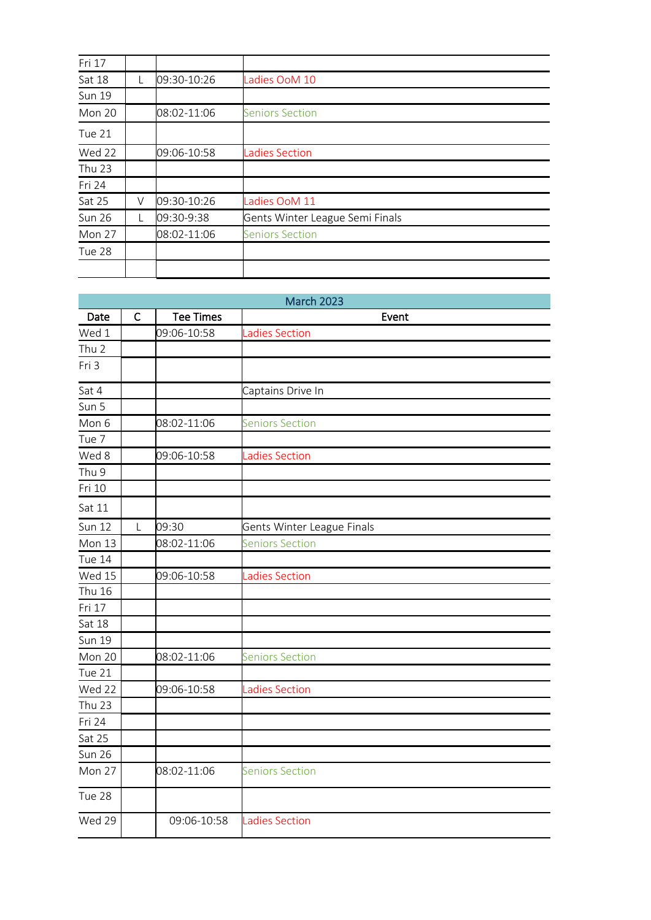| | | | |
|---|---|---|---|
| Fri 17 | | | |
| Sat 18 | L | 09:30-10:26 | Ladies OoM 10 |
| Sun 19 | | | |
| Mon 20 | | 08:02-11:06 | Seniors Section |
| Tue 21 | | | |
| Wed 22 | | 09:06-10:58 | Ladies Section |
| Thu 23 | | | |
| Fri 24 | | | |
| Sat 25 | V | 09:30-10:26 | Ladies OoM 11 |
| Sun 26 | L | 09:30-9:38 | Gents Winter League Semi Finals |
| Mon 27 | | 08:02-11:06 | Seniors Section |
| Tue 28 | | | |
| | | | |

| March 2023 | | | |
|---|---|---|---|
| **Date** | **C** | **Tee Times** | **Event** |
| Wed 1 | | 09:06-10:58 | Ladies Section |
| Thu 2 | | | |
| Fri 3 | | | |
| Sat 4 | | | Captains Drive In |
| Sun 5 | | | |
| Mon 6 | | 08:02-11:06 | Seniors Section |
| Tue 7 | | | |
| Wed 8 | | 09:06-10:58 | Ladies Section |
| Thu 9 | | | |
| Fri 10 | | | |
| Sat 11 | | | |
| Sun 12 | L | 09:30 | Gents Winter League Finals |
| Mon 13 | | 08:02-11:06 | Seniors Section |
| Tue 14 | | | |
| Wed 15 | | 09:06-10:58 | Ladies Section |
| Thu 16 | | | |
| Fri 17 | | | |
| Sat 18 | | | |
| Sun 19 | | | |
| Mon 20 | | 08:02-11:06 | Seniors Section |
| Tue 21 | | | |
| Wed 22 | | 09:06-10:58 | Ladies Section |
| Thu 23 | | | |
| Fri 24 | | | |
| Sat 25 | | | |
| Sun 26 | | | |
| Mon 27 | | 08:02-11:06 | Seniors Section |
| Tue 28 | | | |
| Wed 29 | | 09:06-10:58 | Ladies Section |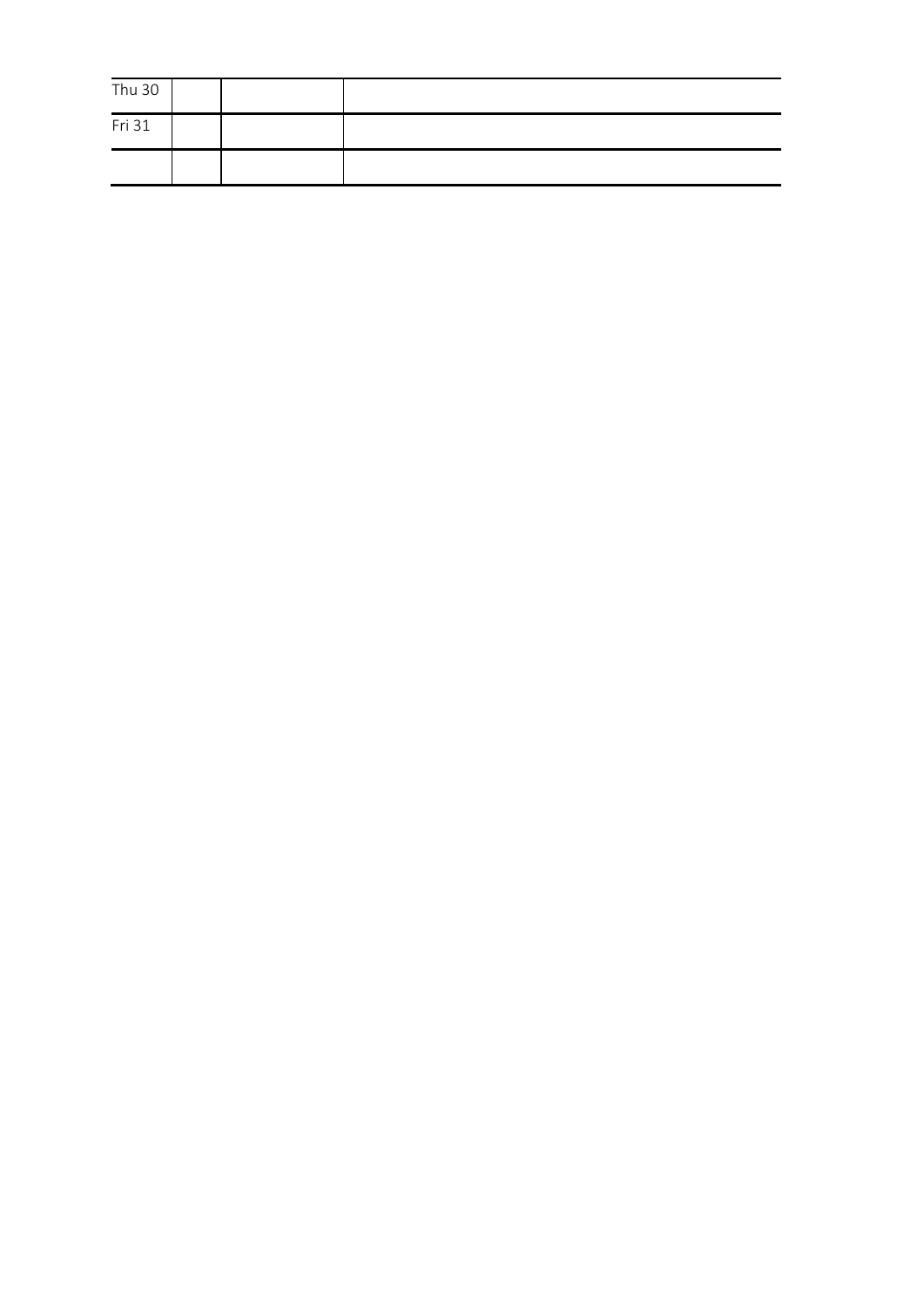| | | | |
|---|---|---|---|
| Thu 30 | | | |
| Fri 31 | | | |
| | | | |